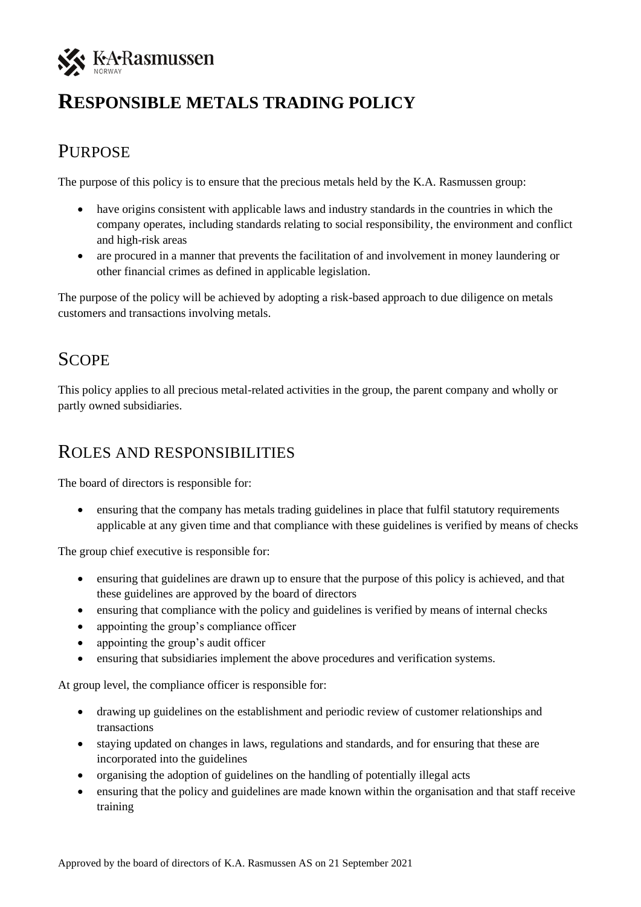# RESPONSIBLE METALS TRADING POLICY

## PURPOSE

The purpose of this policy is to ensure that the precious metals held by the K.A. Rasmussen group:

- have origins consistent with applicable laws and industry standards in the countries in which the company operates, including standards relating to social responsibility, the environment and conflict and high-risk areas
- are procured in a manner that prevents the facilitation of and involvement in money laundering or other financial crimes as defined in applicable legislation.

The purpose of the policy will be achieved by adopting a risk-based approach to due diligence on metals customers and transactions involving metals.

## SCOPE

This policy applies to all precious metal-related activities in the group, the parent company and wholly or partly owned subsidiaries.

## ROLES AND RESPONSIBILITIES

The board of directors is responsible for:

- ensuring that the company has metals trading guidelines in place that fulfil statutory requirements applicable at any given time and that compliance with these guidelines is verified by means of checks

The group chief executive is responsible for:

- ensuring that guidelines are drawn up to ensure that the purpose of this policy is achieved, and that these guidelines are approved by the board of directors
- ensuring that compliance with the policy and guidelines is verified by means of internal checks
- appointing the group's compliance officer
- appointing the group's audit officer
- ensuring that subsidiaries implement the above procedures and verification systems.

At group level, the compliance officer is responsible for:

- drawing up guidelines on the establishment and periodic review of customer relationships and transactions
- staying updated on changes in laws, regulations and standards, and for ensuring that these are incorporated into the guidelines
- organising the adoption of guidelines on the handling of potentially illegal acts
- ensuring that the policy and guidelines are made known within the organisation and that staff receive training

Approved by the board of directors of K.A. Rasmussen AS on 21 September 2021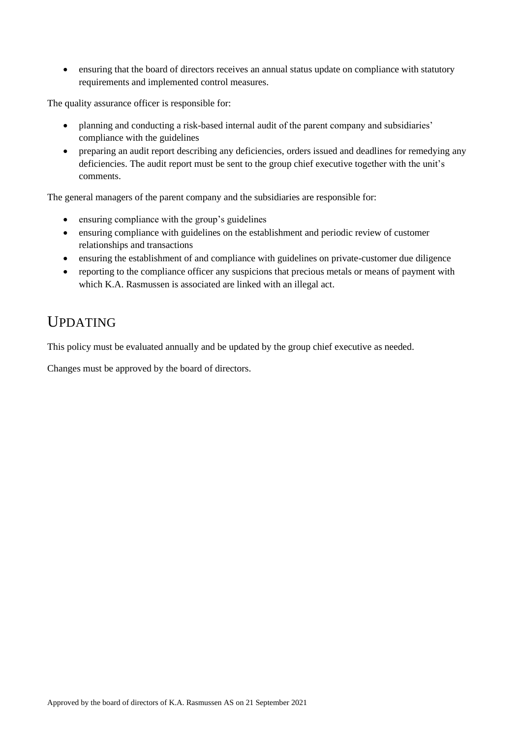- ensuring that the board of directors receives an annual status update on compliance with statutory requirements and implemented control measures.

The quality assurance officer is responsible for:

- planning and conducting a risk-based internal audit of the parent company and subsidiaries' compliance with the guidelines
- preparing an audit report describing any deficiencies, orders issued and deadlines for remedying any deficiencies. The audit report must be sent to the group chief executive together with the unit's comments.

The general managers of the parent company and the subsidiaries are responsible for:

- ensuring compliance with the group's guidelines
- ensuring compliance with guidelines on the establishment and periodic review of customer relationships and transactions
- ensuring the establishment of and compliance with guidelines on private-customer due diligence
- reporting to the compliance officer any suspicions that precious metals or means of payment with which K.A. Rasmussen is associated are linked with an illegal act.

## UPDATING

This policy must be evaluated annually and be updated by the group chief executive as needed.

Changes must be approved by the board of directors.

Approved by the board of directors of K.A. Rasmussen AS on 21 September 2021